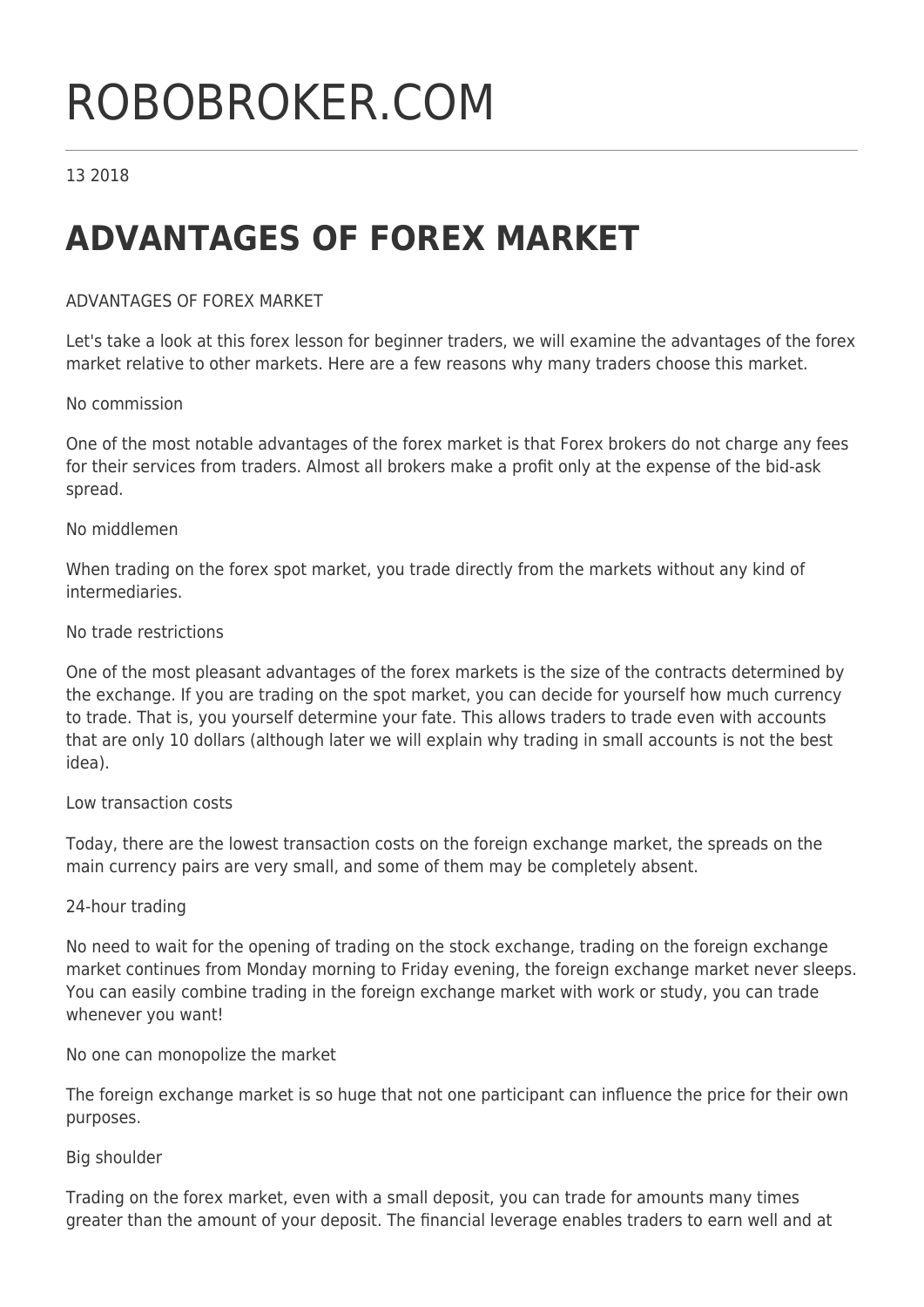# ROBOBROKER.COM

13 2018

# ADVANTAGES OF FOREX MARKET

ADVANTAGES OF FOREX MARKET

Let's take a look at this forex lesson for beginner traders, we will examine the advantages of the forex market relative to other markets. Here are a few reasons why many traders choose this market.

No commission

One of the most notable advantages of the forex market is that Forex brokers do not charge any fees for their services from traders. Almost all brokers make a profit only at the expense of the bid-ask spread.

No middlemen

When trading on the forex spot market, you trade directly from the markets without any kind of intermediaries.

No trade restrictions

One of the most pleasant advantages of the forex markets is the size of the contracts determined by the exchange. If you are trading on the spot market, you can decide for yourself how much currency to trade. That is, you yourself determine your fate. This allows traders to trade even with accounts that are only 10 dollars (although later we will explain why trading in small accounts is not the best idea).

Low transaction costs

Today, there are the lowest transaction costs on the foreign exchange market, the spreads on the main currency pairs are very small, and some of them may be completely absent.

24-hour trading

No need to wait for the opening of trading on the stock exchange, trading on the foreign exchange market continues from Monday morning to Friday evening, the foreign exchange market never sleeps. You can easily combine trading in the foreign exchange market with work or study, you can trade whenever you want!

No one can monopolize the market

The foreign exchange market is so huge that not one participant can influence the price for their own purposes.

Big shoulder

Trading on the forex market, even with a small deposit, you can trade for amounts many times greater than the amount of your deposit. The financial leverage enables traders to earn well and at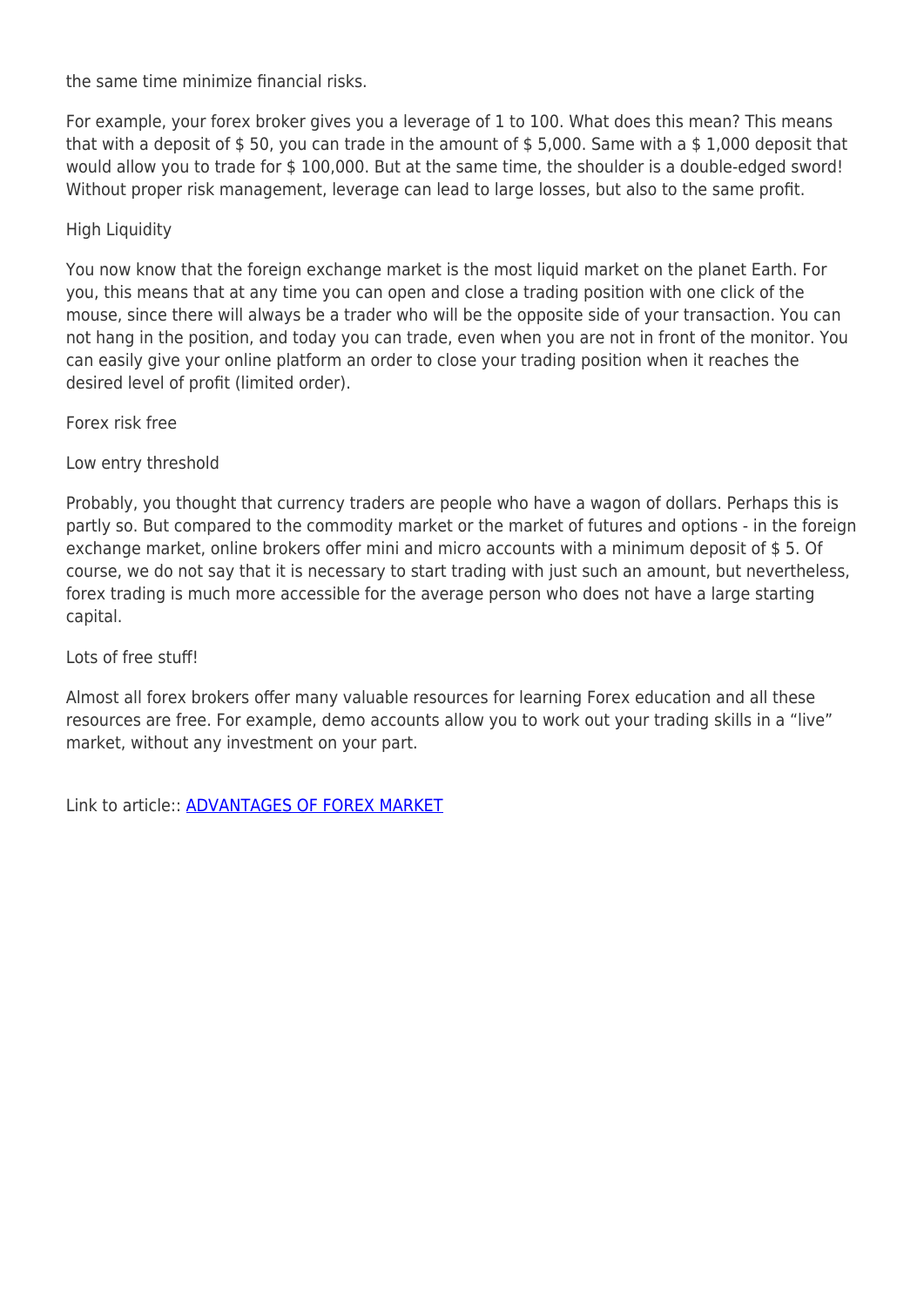the same time minimize financial risks.

For example, your forex broker gives you a leverage of 1 to 100. What does this mean? This means that with a deposit of $ 50, you can trade in the amount of $ 5,000. Same with a $ 1,000 deposit that would allow you to trade for $ 100,000. But at the same time, the shoulder is a double-edged sword! Without proper risk management, leverage can lead to large losses, but also to the same profit.

High Liquidity

You now know that the foreign exchange market is the most liquid market on the planet Earth. For you, this means that at any time you can open and close a trading position with one click of the mouse, since there will always be a trader who will be the opposite side of your transaction. You can not hang in the position, and today you can trade, even when you are not in front of the monitor. You can easily give your online platform an order to close your trading position when it reaches the desired level of profit (limited order).

Forex risk free

Low entry threshold

Probably, you thought that currency traders are people who have a wagon of dollars. Perhaps this is partly so. But compared to the commodity market or the market of futures and options - in the foreign exchange market, online brokers offer mini and micro accounts with a minimum deposit of $ 5. Of course, we do not say that it is necessary to start trading with just such an amount, but nevertheless, forex trading is much more accessible for the average person who does not have a large starting capital.

Lots of free stuff!

Almost all forex brokers offer many valuable resources for learning Forex education and all these resources are free. For example, demo accounts allow you to work out your trading skills in a "live" market, without any investment on your part.

Link to article:: ADVANTAGES OF FOREX MARKET